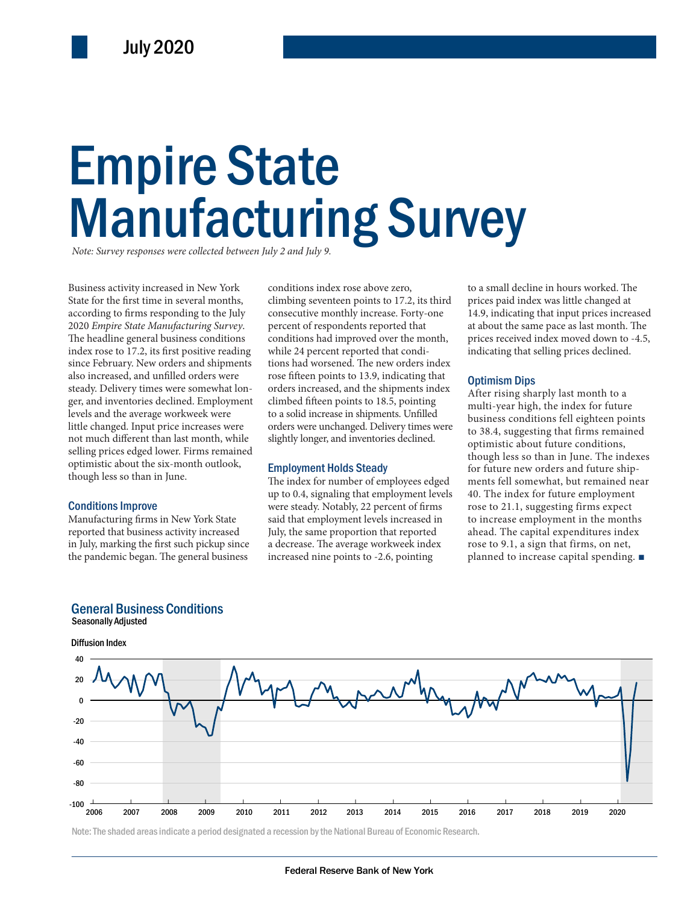July 2020

# Empire State Manufacturing Survey

*Note: Survey responses were collected between July 2 and July 9.*

Business activity increased in New York State for the first time in several months, according to firms responding to the July 2020 *Empire State Manufacturing Survey*. The headline general business conditions index rose to 17.2, its first positive reading since February. New orders and shipments also increased, and unfilled orders were steady. Delivery times were somewhat longer, and inventories declined. Employment levels and the average workweek were little changed. Input price increases were not much different than last month, while selling prices edged lower. Firms remained optimistic about the six-month outlook, though less so than in June.

## Conditions Improve

Manufacturing firms in New York State reported that business activity increased in July, marking the first such pickup since the pandemic began. The general business conditions index rose above zero, climbing seventeen points to 17.2, its third consecutive monthly increase. Forty-one percent of respondents reported that conditions had improved over the month, while 24 percent reported that conditions had worsened. The new orders index rose fifteen points to 13.9, indicating that orders increased, and the shipments index climbed fifteen points to 18.5, pointing to a solid increase in shipments. Unfilled orders were unchanged. Delivery times were slightly longer, and inventories declined.

## Employment Holds Steady

The index for number of employees edged up to 0.4, signaling that employment levels were steady. Notably, 22 percent of firms said that employment levels increased in July, the same proportion that reported a decrease. The average workweek index increased nine points to -2.6, pointing to a small decline in hours worked. The prices paid index was little changed at 14.9, indicating that input prices increased at about the same pace as last month. The prices received index moved down to -4.5, indicating that selling prices declined.

## Optimism Dips

After rising sharply last month to a multi-year high, the index for future business conditions fell eighteen points to 38.4, suggesting that firms remained optimistic about future conditions, though less so than in June. The indexes for future new orders and future shipments fell somewhat, but remained near 40. The index for future employment rose to 21.1, suggesting firms expect to increase employment in the months ahead. The capital expenditures index rose to 9.1, a sign that firms, on net, planned to increase capital spending. ■

## General Business Conditions

Seasonally Adjusted

Diffusion Index

Note: The shaded areas indicate a period designated a recession by the National Bureau of Economic Research.

Federal Reserve Bank of New York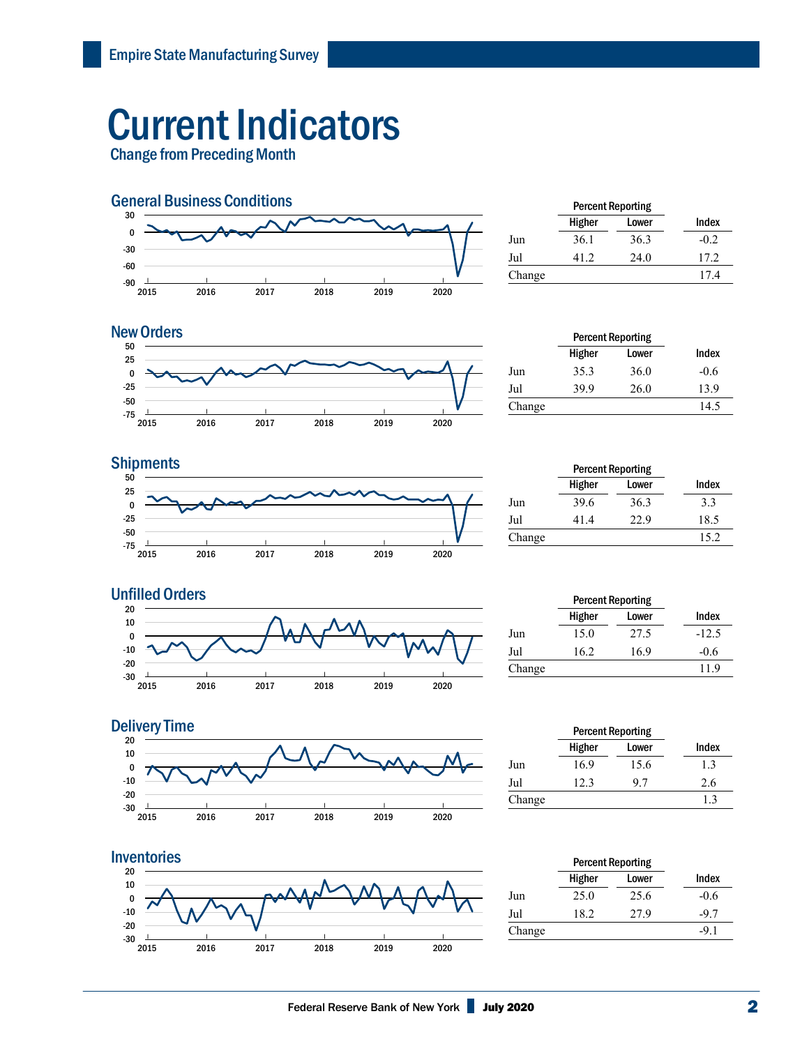# Current Indicators

## Change from Preceding Month

### General Business Conditions

| | Percent Reporting Higher | Percent Reporting Lower | Index |
|---|---|---|---|
| Jun | 36.1 | 36.3 | -0.2 |
| Jul | 41.2 | 24.0 | 17.2 |
| Change | | | 17.4 |

### New Orders

| | Percent Reporting Higher | Percent Reporting Lower | Index |
|---|---|---|---|
| Jun | 35.3 | 36.0 | -0.6 |
| Jul | 39.9 | 26.0 | 13.9 |
| Change | | | 14.5 |

### Shipments

| | Percent Reporting Higher | Percent Reporting Lower | Index |
|---|---|---|---|
| Jun | 39.6 | 36.3 | 3.3 |
| Jul | 41.4 | 22.9 | 18.5 |
| Change | | | 15.2 |

### Unfilled Orders

| | Percent Reporting Higher | Percent Reporting Lower | Index |
|---|---|---|---|
| Jun | 15.0 | 27.5 | -12.5 |
| Jul | 16.2 | 16.9 | -0.6 |
| Change | | | 11.9 |

### Delivery Time

| | Percent Reporting Higher | Percent Reporting Lower | Index |
|---|---|---|---|
| Jun | 16.9 | 15.6 | 1.3 |
| Jul | 12.3 | 9.7 | 2.6 |
| Change | | | 1.3 |

### Inventories

| | Percent Reporting Higher | Percent Reporting Lower | Index |
|---|---|---|---|
| Jun | 25.0 | 25.6 | -0.6 |
| Jul | 18.2 | 27.9 | -9.7 |
| Change | | | -9.1 |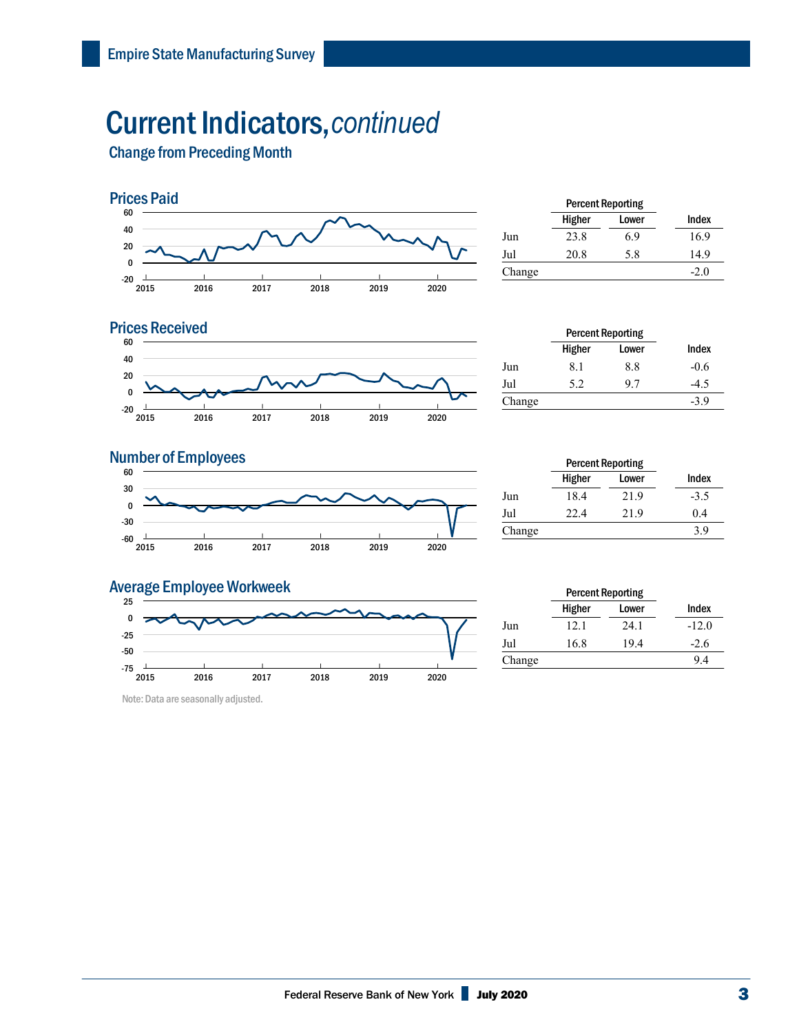# Current Indicators, *continued*

## Change from Preceding Month

### Prices Paid

| | Percent Reporting | | |
|---|---|---|---|
| | Higher | Lower | Index |
| Jun | 23.8 | 6.9 | 16.9 |
| Jul | 20.8 | 5.8 | 14.9 |
| Change | | | -2.0 |

### Prices Received

| | Percent Reporting | | |
|---|---|---|---|
| | Higher | Lower | Index |
| Jun | 8.1 | 8.8 | -0.6 |
| Jul | 5.2 | 9.7 | -4.5 |
| Change | | | -3.9 |

### Number of Employees

| | Percent Reporting | | |
|---|---|---|---|
| | Higher | Lower | Index |
| Jun | 18.4 | 21.9 | -3.5 |
| Jul | 22.4 | 21.9 | 0.4 |
| Change | | | 3.9 |

### Average Employee Workweek

| | Percent Reporting | | |
|---|---|---|---|
| | Higher | Lower | Index |
| Jun | 12.1 | 24.1 | -12.0 |
| Jul | 16.8 | 19.4 | -2.6 |
| Change | | | 9.4 |

Note: Data are seasonally adjusted.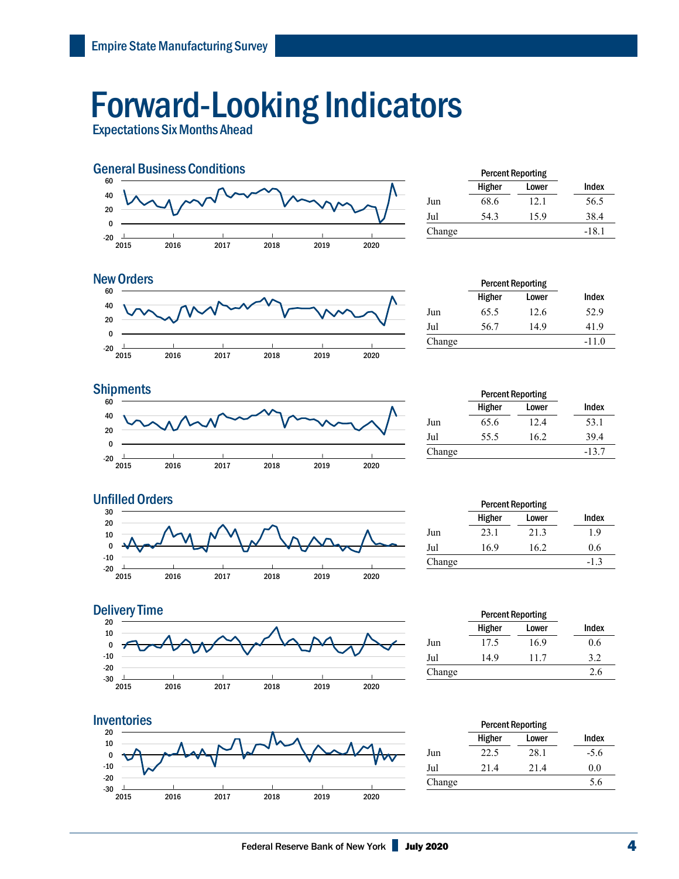# Forward-Looking Indicators

## Expectations Six Months Ahead

### General Business Conditions

| | Percent Reporting Higher | Percent Reporting Lower | Index |
|---|---|---|---|
| Jun | 68.6 | 12.1 | 56.5 |
| Jul | 54.3 | 15.9 | 38.4 |
| Change | | | -18.1 |

### New Orders

| | Percent Reporting Higher | Percent Reporting Lower | Index |
|---|---|---|---|
| Jun | 65.5 | 12.6 | 52.9 |
| Jul | 56.7 | 14.9 | 41.9 |
| Change | | | -11.0 |

### Shipments

| | Percent Reporting Higher | Percent Reporting Lower | Index |
|---|---|---|---|
| Jun | 65.6 | 12.4 | 53.1 |
| Jul | 55.5 | 16.2 | 39.4 |
| Change | | | -13.7 |

### Unfilled Orders

| | Percent Reporting Higher | Percent Reporting Lower | Index |
|---|---|---|---|
| Jun | 23.1 | 21.3 | 1.9 |
| Jul | 16.9 | 16.2 | 0.6 |
| Change | | | -1.3 |

### Delivery Time

| | Percent Reporting Higher | Percent Reporting Lower | Index |
|---|---|---|---|
| Jun | 17.5 | 16.9 | 0.6 |
| Jul | 14.9 | 11.7 | 3.2 |
| Change | | | 2.6 |

### Inventories

| | Percent Reporting Higher | Percent Reporting Lower | Index |
|---|---|---|---|
| Jun | 22.5 | 28.1 | -5.6 |
| Jul | 21.4 | 21.4 | 0.0 |
| Change | | | 5.6 |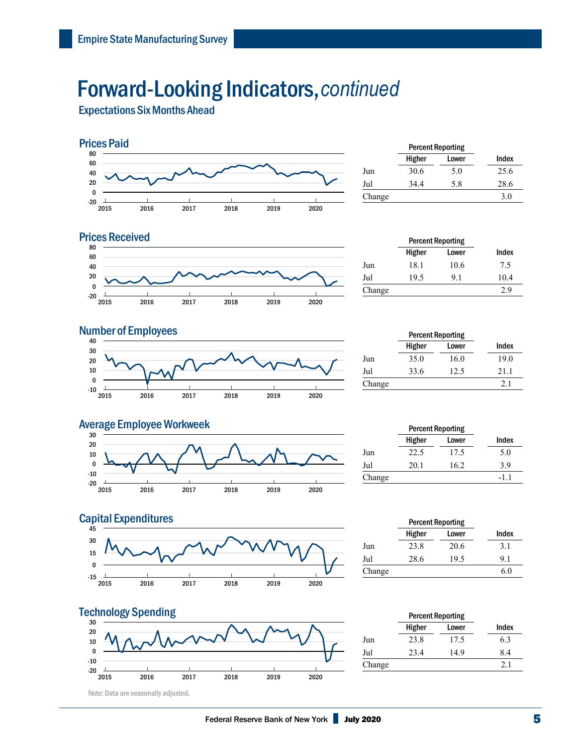# Forward-Looking Indicators, *continued*

## Expectations Six Months Ahead

### Prices Paid

80
60
40
20
0
-20
2015 2016 2017 2018 2019 2020

| | Percent Reporting | | |
|---|---|---|---|
| | Higher | Lower | Index |
| Jun | 30.6 | 5.0 | 25.6 |
| Jul | 34.4 | 5.8 | 28.6 |
| Change | | | 3.0 |

### Prices Received

80
60
40
20
0
-20
2015 2016 2017 2018 2019 2020

| | Percent Reporting | | |
|---|---|---|---|
| | Higher | Lower | Index |
| Jun | 18.1 | 10.6 | 7.5 |
| Jul | 19.5 | 9.1 | 10.4 |
| Change | | | 2.9 |

### Number of Employees

40
30
20
10
0
-10
2015 2016 2017 2018 2019 2020

| | Percent Reporting | | |
|---|---|---|---|
| | Higher | Lower | Index |
| Jun | 35.0 | 16.0 | 19.0 |
| Jul | 33.6 | 12.5 | 21.1 |
| Change | | | 2.1 |

### Average Employee Workweek

30
20
10
0
-10
-20
2015 2016 2017 2018 2019 2020

| | Percent Reporting | | |
|---|---|---|---|
| | Higher | Lower | Index |
| Jun | 22.5 | 17.5 | 5.0 |
| Jul | 20.1 | 16.2 | 3.9 |
| Change | | | -1.1 |

### Capital Expenditures

45
30
15
0
-15
2015 2016 2017 2018 2019 2020

| | Percent Reporting | | |
|---|---|---|---|
| | Higher | Lower | Index |
| Jun | 23.8 | 20.6 | 3.1 |
| Jul | 28.6 | 19.5 | 9.1 |
| Change | | | 6.0 |

### Technology Spending

30
20
10
0
-10
-20
2015 2016 2017 2018 2019 2020

| | Percent Reporting | | |
|---|---|---|---|
| | Higher | Lower | Index |
| Jun | 23.8 | 17.5 | 6.3 |
| Jul | 23.4 | 14.9 | 8.4 |
| Change | | | 2.1 |

Note: Data are seasonally adjusted.